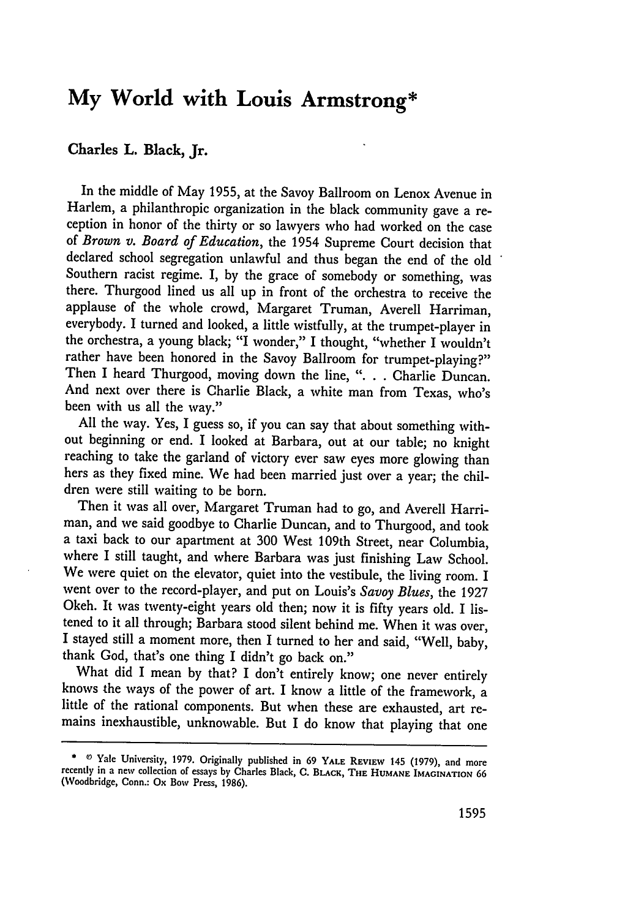# My World with Louis Armstrong*

**Charles L. Black, Jr.**

In the middle of May 1955, at the Savoy Ballroom on Lenox Avenue in Harlem, a philanthropic organization in the black community gave a reception in honor of the thirty or so lawyers who had worked on the case of *Brown v. Board of Education*, the 1954 Supreme Court decision that declared school segregation unlawful and thus began the end of the old Southern racist regime. I, by the grace of somebody or something, was there. Thurgood lined us all up in front of the orchestra to receive the applause of the whole crowd, Margaret Truman, Averell Harriman, everybody. I turned and looked, a little wistfully, at the trumpet-player in the orchestra, a young black; "I wonder," I thought, "whether I wouldn't rather have been honored in the Savoy Ballroom for trumpet-playing?" Then I heard Thurgood, moving down the line, ". . . Charlie Duncan. And next over there is Charlie Black, a white man from Texas, who's been with us all the way."

All the way. Yes, I guess so, if you can say that about something without beginning or end. I looked at Barbara, out at our table; no knight reaching to take the garland of victory ever saw eyes more glowing than hers as they fixed mine. We had been married just over a year; the children were still waiting to be born.

Then it was all over, Margaret Truman had to go, and Averell Harriman, and we said goodbye to Charlie Duncan, and to Thurgood, and took a taxi back to our apartment at 300 West 109th Street, near Columbia, where I still taught, and where Barbara was just finishing Law School. We were quiet on the elevator, quiet into the vestibule, the living room. I went over to the record-player, and put on Louis's *Savoy Blues*, the 1927 Okeh. It was twenty-eight years old then; now it is fifty years old. I listened to it all through; Barbara stood silent behind me. When it was over, I stayed still a moment more, then I turned to her and said, "Well, baby, thank God, that's one thing I didn't go back on."

What did I mean by that? I don't entirely know; one never entirely knows the ways of the power of art. I know a little of the framework, a little of the rational components. But when these are exhausted, art remains inexhaustible, unknowable. But I do know that playing that one

---

\* © Yale University, 1979. Originally published in 69 YALE REVIEW 145 (1979), and more recently in a new collection of essays by Charles Black, C. BLACK, THE HUMANE IMAGINATION 66 (Woodbridge, Conn.: Ox Bow Press, 1986).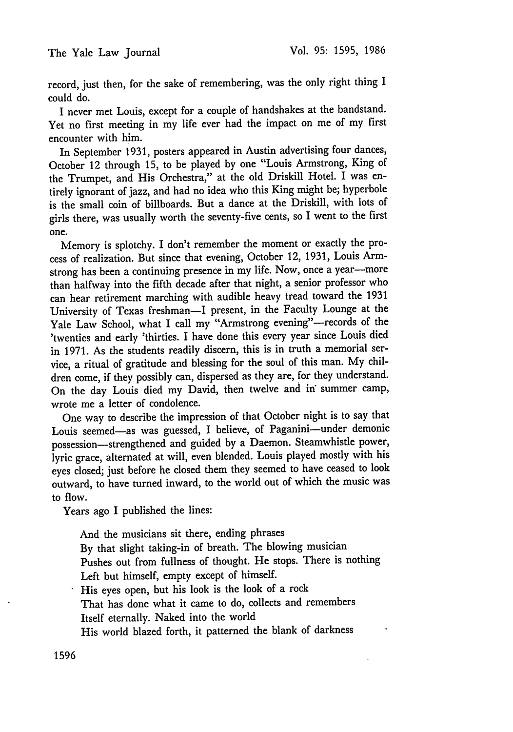record, just then, for the sake of remembering, was the only right thing I could do.

I never met Louis, except for a couple of handshakes at the bandstand. Yet no first meeting in my life ever had the impact on me of my first encounter with him.

In September 1931, posters appeared in Austin advertising four dances, October 12 through 15, to be played by one "Louis Armstrong, King of the Trumpet, and His Orchestra," at the old Driskill Hotel. I was entirely ignorant of jazz, and had no idea who this King might be; hyperbole is the small coin of billboards. But a dance at the Driskill, with lots of girls there, was usually worth the seventy-five cents, so I went to the first one.

Memory is splotchy. I don't remember the moment or exactly the process of realization. But since that evening, October 12, 1931, Louis Armstrong has been a continuing presence in my life. Now, once a year—more than halfway into the fifth decade after that night, a senior professor who can hear retirement marching with audible heavy tread toward the 1931 University of Texas freshman—I present, in the Faculty Lounge at the Yale Law School, what I call my "Armstrong evening"—records of the 'twenties and early 'thirties. I have done this every year since Louis died in 1971. As the students readily discern, this is in truth a memorial service, a ritual of gratitude and blessing for the soul of this man. My children come, if they possibly can, dispersed as they are, for they understand. On the day Louis died my David, then twelve and in summer camp, wrote me a letter of condolence.

One way to describe the impression of that October night is to say that Louis seemed—as was guessed, I believe, of Paganini—under demonic possession—strengthened and guided by a Daemon. Steamwhistle power, lyric grace, alternated at will, even blended. Louis played mostly with his eyes closed; just before he closed them they seemed to have ceased to look outward, to have turned inward, to the world out of which the music was to flow.

Years ago I published the lines:

> And the musicians sit there, ending phrases
> By that slight taking-in of breath. The blowing musician
> Pushes out from fullness of thought. He stops. There is nothing
> Left but himself, empty except of himself.
> His eyes open, but his look is the look of a rock
> That has done what it came to do, collects and remembers
> Itself eternally. Naked into the world
> His world blazed forth, it patterned the blank of darkness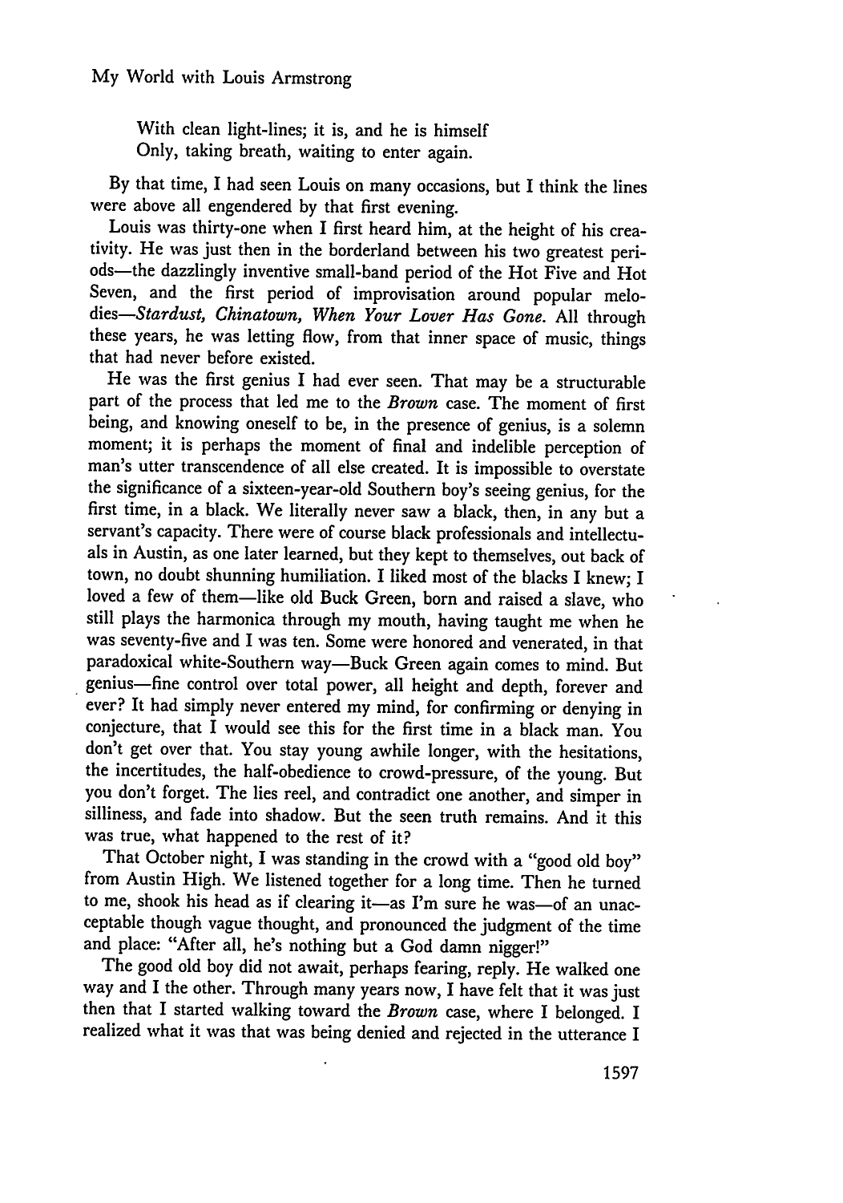With clean light-lines; it is, and he is himself
Only, taking breath, waiting to enter again.

By that time, I had seen Louis on many occasions, but I think the lines were above all engendered by that first evening.

Louis was thirty-one when I first heard him, at the height of his creativity. He was just then in the borderland between his two greatest periods—the dazzlingly inventive small-band period of the Hot Five and Hot Seven, and the first period of improvisation around popular melodies—*Stardust, Chinatown, When Your Lover Has Gone.* All through these years, he was letting flow, from that inner space of music, things that had never before existed.

He was the first genius I had ever seen. That may be a structurable part of the process that led me to the *Brown* case. The moment of first being, and knowing oneself to be, in the presence of genius, is a solemn moment; it is perhaps the moment of final and indelible perception of man's utter transcendence of all else created. It is impossible to overstate the significance of a sixteen-year-old Southern boy's seeing genius, for the first time, in a black. We literally never saw a black, then, in any but a servant's capacity. There were of course black professionals and intellectuals in Austin, as one later learned, but they kept to themselves, out back of town, no doubt shunning humiliation. I liked most of the blacks I knew; I loved a few of them—like old Buck Green, born and raised a slave, who still plays the harmonica through my mouth, having taught me when he was seventy-five and I was ten. Some were honored and venerated, in that paradoxical white-Southern way—Buck Green again comes to mind. But genius—fine control over total power, all height and depth, forever and ever? It had simply never entered my mind, for confirming or denying in conjecture, that I would see this for the first time in a black man. You don't get over that. You stay young awhile longer, with the hesitations, the incertitudes, the half-obedience to crowd-pressure, of the young. But you don't forget. The lies reel, and contradict one another, and simper in silliness, and fade into shadow. But the seen truth remains. And it this was true, what happened to the rest of it?

That October night, I was standing in the crowd with a "good old boy" from Austin High. We listened together for a long time. Then he turned to me, shook his head as if clearing it—as I'm sure he was—of an unacceptable though vague thought, and pronounced the judgment of the time and place: "After all, he's nothing but a God damn nigger!"

The good old boy did not await, perhaps fearing, reply. He walked one way and I the other. Through many years now, I have felt that it was just then that I started walking toward the *Brown* case, where I belonged. I realized what it was that was being denied and rejected in the utterance I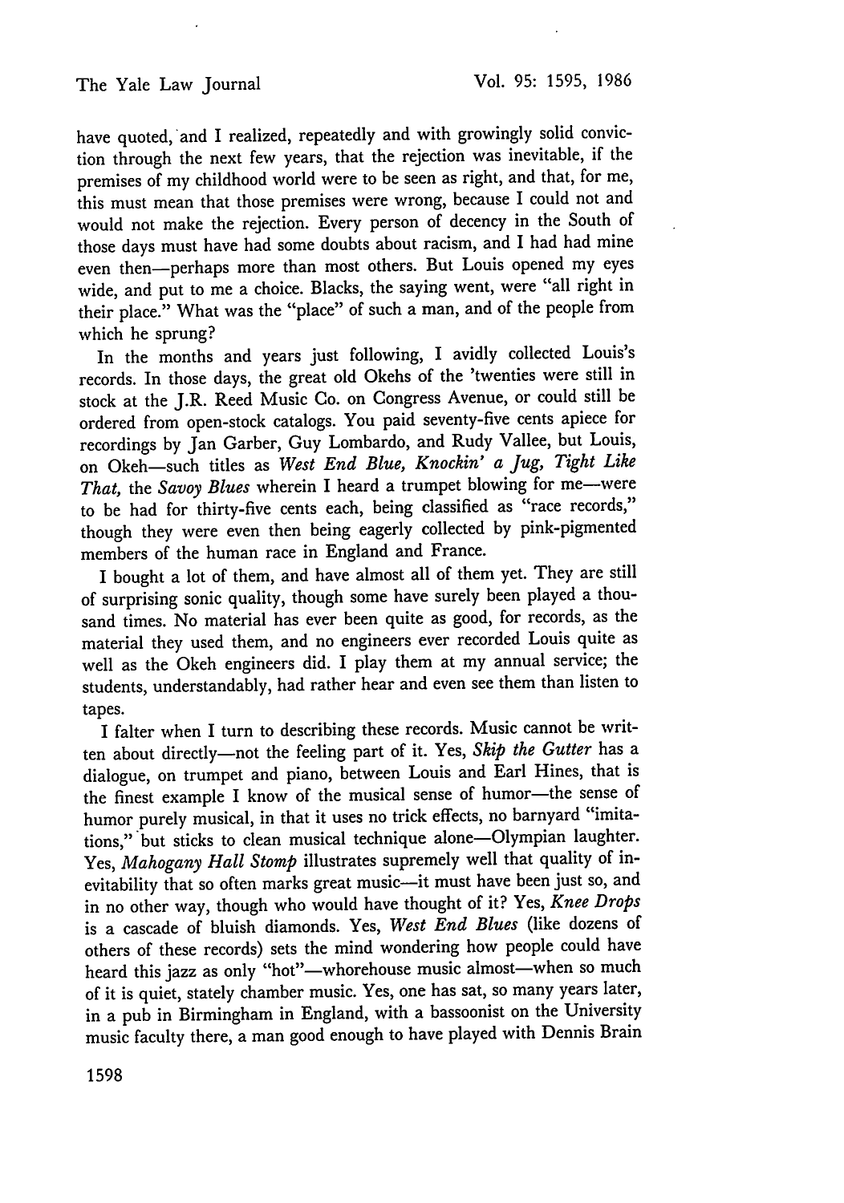have quoted, and I realized, repeatedly and with growingly solid conviction through the next few years, that the rejection was inevitable, if the premises of my childhood world were to be seen as right, and that, for me, this must mean that those premises were wrong, because I could not and would not make the rejection. Every person of decency in the South of those days must have had some doubts about racism, and I had had mine even then—perhaps more than most others. But Louis opened my eyes wide, and put to me a choice. Blacks, the saying went, were "all right in their place." What was the "place" of such a man, and of the people from which he sprung?

In the months and years just following, I avidly collected Louis's records. In those days, the great old Okehs of the 'twenties were still in stock at the J.R. Reed Music Co. on Congress Avenue, or could still be ordered from open-stock catalogs. You paid seventy-five cents apiece for recordings by Jan Garber, Guy Lombardo, and Rudy Vallee, but Louis, on Okeh—such titles as *West End Blue, Knockin' a Jug, Tight Like That,* the *Savoy Blues* wherein I heard a trumpet blowing for me—were to be had for thirty-five cents each, being classified as "race records," though they were even then being eagerly collected by pink-pigmented members of the human race in England and France.

I bought a lot of them, and have almost all of them yet. They are still of surprising sonic quality, though some have surely been played a thousand times. No material has ever been quite as good, for records, as the material they used them, and no engineers ever recorded Louis quite as well as the Okeh engineers did. I play them at my annual service; the students, understandably, had rather hear and even see them than listen to tapes.

I falter when I turn to describing these records. Music cannot be written about directly—not the feeling part of it. Yes, *Skip the Gutter* has a dialogue, on trumpet and piano, between Louis and Earl Hines, that is the finest example I know of the musical sense of humor—the sense of humor purely musical, in that it uses no trick effects, no barnyard "imitations," but sticks to clean musical technique alone—Olympian laughter. Yes, *Mahogany Hall Stomp* illustrates supremely well that quality of inevitability that so often marks great music—it must have been just so, and in no other way, though who would have thought of it? Yes, *Knee Drops* is a cascade of bluish diamonds. Yes, *West End Blues* (like dozens of others of these records) sets the mind wondering how people could have heard this jazz as only "hot"—whorehouse music almost—when so much of it is quiet, stately chamber music. Yes, one has sat, so many years later, in a pub in Birmingham in England, with a bassoonist on the University music faculty there, a man good enough to have played with Dennis Brain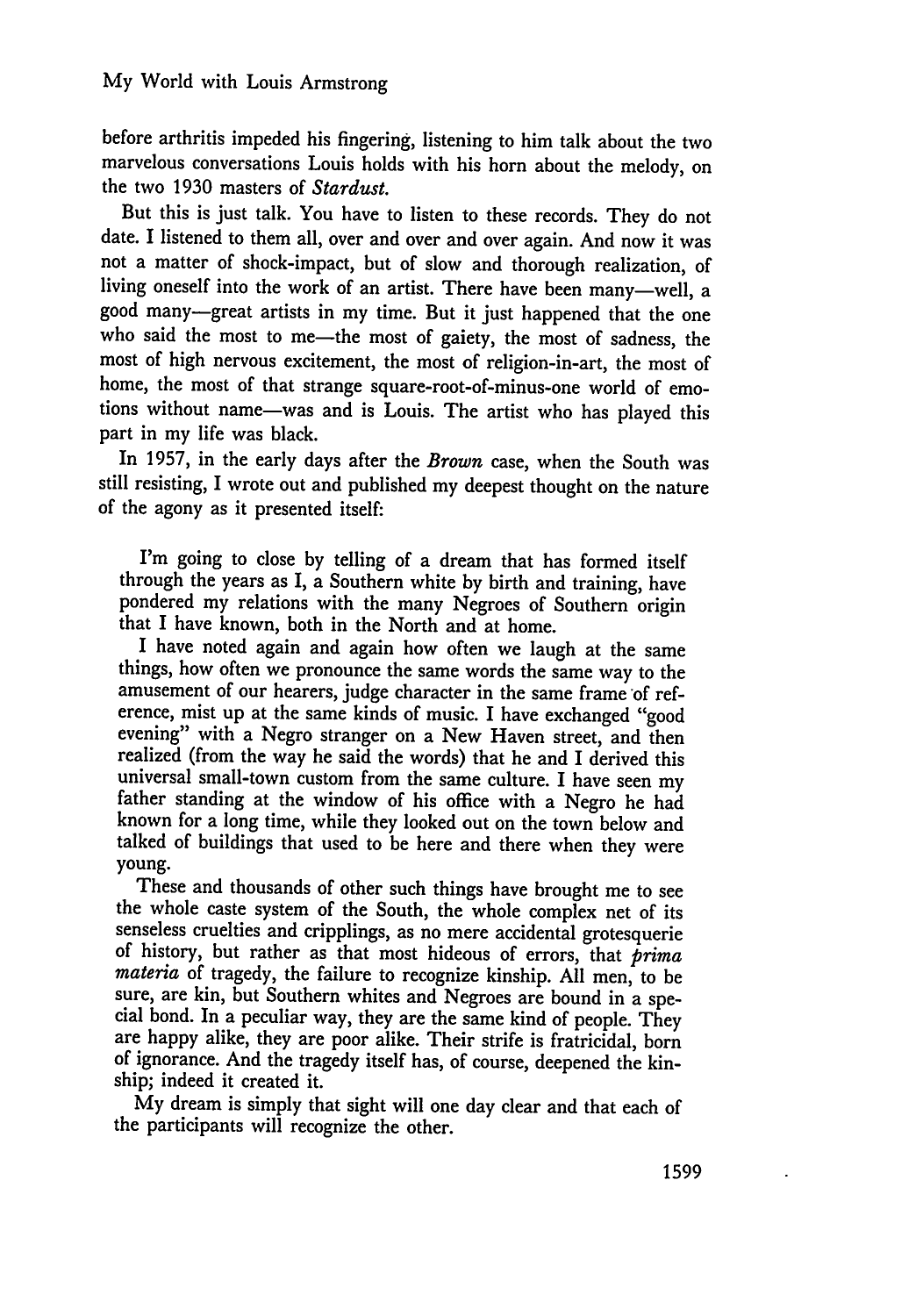before arthritis impeded his fingering, listening to him talk about the two marvelous conversations Louis holds with his horn about the melody, on the two 1930 masters of *Stardust*.

But this is just talk. You have to listen to these records. They do not date. I listened to them all, over and over and over again. And now it was not a matter of shock-impact, but of slow and thorough realization, of living oneself into the work of an artist. There have been many—well, a good many—great artists in my time. But it just happened that the one who said the most to me—the most of gaiety, the most of sadness, the most of high nervous excitement, the most of religion-in-art, the most of home, the most of that strange square-root-of-minus-one world of emotions without name—was and is Louis. The artist who has played this part in my life was black.

In 1957, in the early days after the *Brown* case, when the South was still resisting, I wrote out and published my deepest thought on the nature of the agony as it presented itself:

> I'm going to close by telling of a dream that has formed itself through the years as I, a Southern white by birth and training, have pondered my relations with the many Negroes of Southern origin that I have known, both in the North and at home.
>
> I have noted again and again how often we laugh at the same things, how often we pronounce the same words the same way to the amusement of our hearers, judge character in the same frame of reference, mist up at the same kinds of music. I have exchanged "good evening" with a Negro stranger on a New Haven street, and then realized (from the way he said the words) that he and I derived this universal small-town custom from the same culture. I have seen my father standing at the window of his office with a Negro he had known for a long time, while they looked out on the town below and talked of buildings that used to be here and there when they were young.
>
> These and thousands of other such things have brought me to see the whole caste system of the South, the whole complex net of its senseless cruelties and cripplings, as no mere accidental grotesquerie of history, but rather as that most hideous of errors, that *prima materia* of tragedy, the failure to recognize kinship. All men, to be sure, are kin, but Southern whites and Negroes are bound in a special bond. In a peculiar way, they are the same kind of people. They are happy alike, they are poor alike. Their strife is fratricidal, born of ignorance. And the tragedy itself has, of course, deepened the kinship; indeed it created it.
>
> My dream is simply that sight will one day clear and that each of the participants will recognize the other.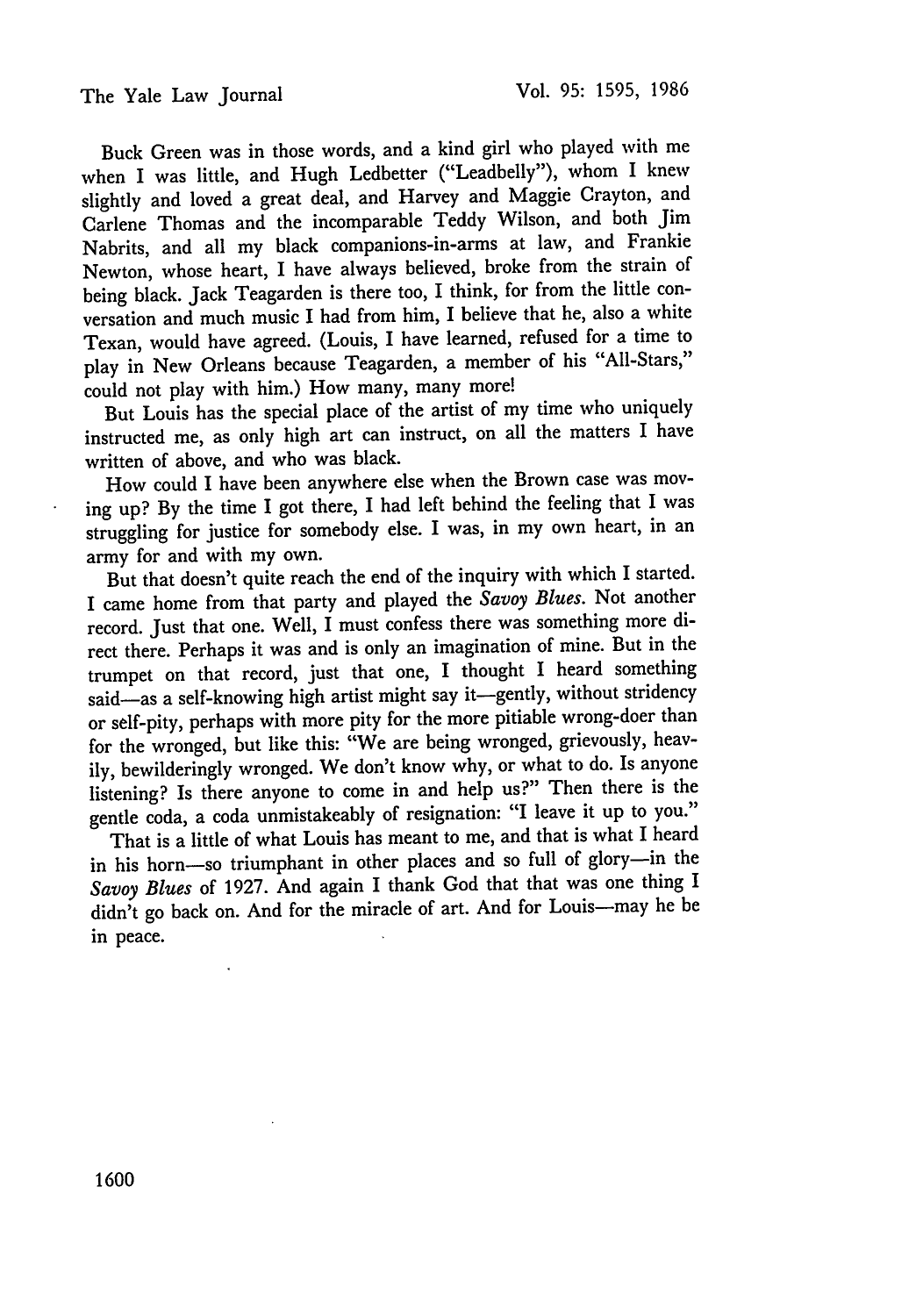Buck Green was in those words, and a kind girl who played with me when I was little, and Hugh Ledbetter ("Leadbelly"), whom I knew slightly and loved a great deal, and Harvey and Maggie Crayton, and Carlene Thomas and the incomparable Teddy Wilson, and both Jim Nabrits, and all my black companions-in-arms at law, and Frankie Newton, whose heart, I have always believed, broke from the strain of being black. Jack Teagarden is there too, I think, for from the little conversation and much music I had from him, I believe that he, also a white Texan, would have agreed. (Louis, I have learned, refused for a time to play in New Orleans because Teagarden, a member of his "All-Stars," could not play with him.) How many, many more!

But Louis has the special place of the artist of my time who uniquely instructed me, as only high art can instruct, on all the matters I have written of above, and who was black.

How could I have been anywhere else when the Brown case was moving up? By the time I got there, I had left behind the feeling that I was struggling for justice for somebody else. I was, in my own heart, in an army for and with my own.

But that doesn't quite reach the end of the inquiry with which I started. I came home from that party and played the *Savoy Blues*. Not another record. Just that one. Well, I must confess there was something more direct there. Perhaps it was and is only an imagination of mine. But in the trumpet on that record, just that one, I thought I heard something said—as a self-knowing high artist might say it—gently, without stridency or self-pity, perhaps with more pity for the more pitiable wrong-doer than for the wronged, but like this: "We are being wronged, grievously, heavily, bewilderingly wronged. We don't know why, or what to do. Is anyone listening? Is there anyone to come in and help us?" Then there is the gentle coda, a coda unmistakeably of resignation: "I leave it up to you."

That is a little of what Louis has meant to me, and that is what I heard in his horn—so triumphant in other places and so full of glory—in the *Savoy Blues* of 1927. And again I thank God that that was one thing I didn't go back on. And for the miracle of art. And for Louis—may he be in peace.